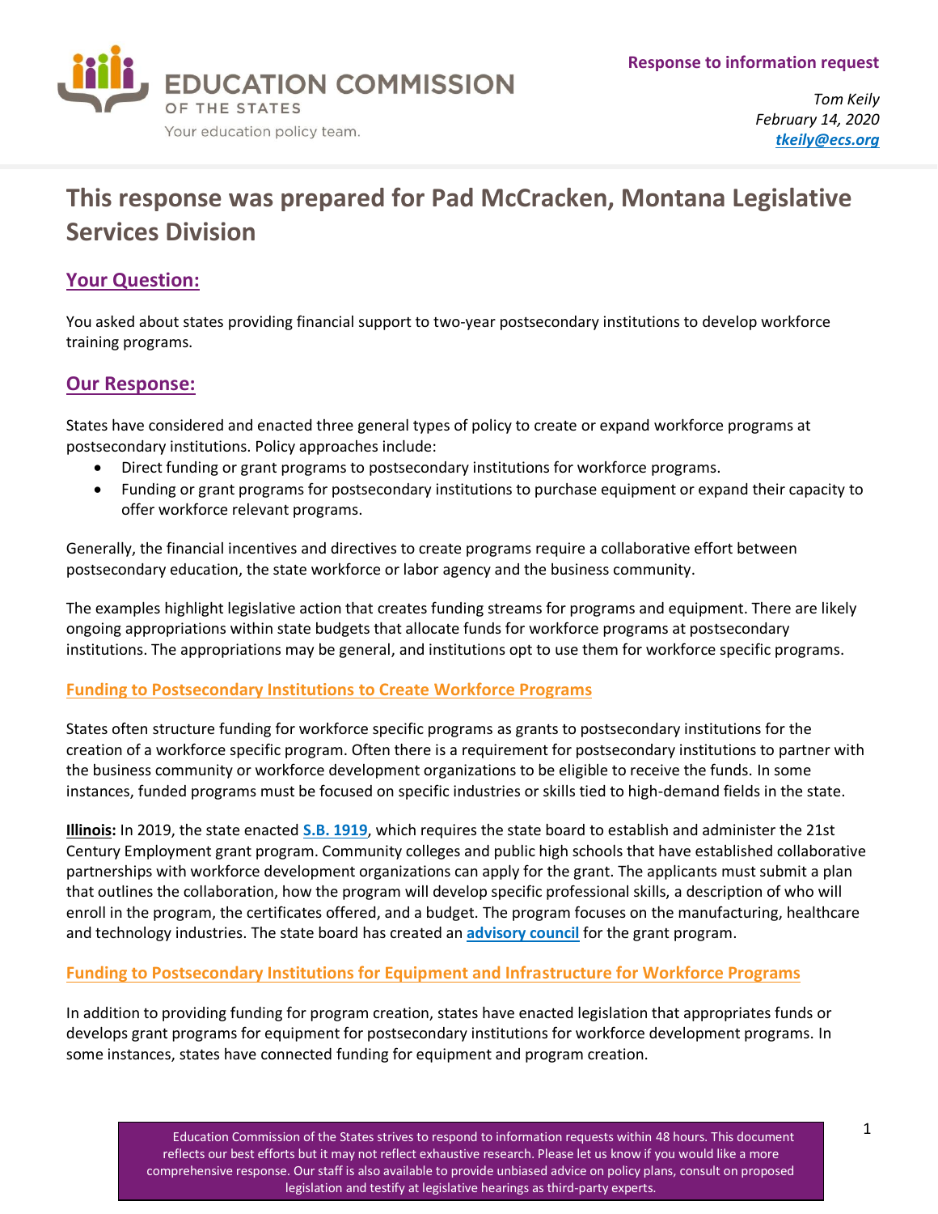**EDUCATION COMMISSION OF THE STATES**
Your education policy team.

**Response to information request**

*Tom Keily*
*February 14, 2020*
*tkeily@ecs.org*

# This response was prepared for Pad McCracken, Montana Legislative Services Division

## Your Question:

You asked about states providing financial support to two-year postsecondary institutions to develop workforce training programs.

## Our Response:

States have considered and enacted three general types of policy to create or expand workforce programs at postsecondary institutions. Policy approaches include:

- Direct funding or grant programs to postsecondary institutions for workforce programs.
- Funding or grant programs for postsecondary institutions to purchase equipment or expand their capacity to offer workforce relevant programs.

Generally, the financial incentives and directives to create programs require a collaborative effort between postsecondary education, the state workforce or labor agency and the business community.

The examples highlight legislative action that creates funding streams for programs and equipment. There are likely ongoing appropriations within state budgets that allocate funds for workforce programs at postsecondary institutions. The appropriations may be general, and institutions opt to use them for workforce specific programs.

### Funding to Postsecondary Institutions to Create Workforce Programs

States often structure funding for workforce specific programs as grants to postsecondary institutions for the creation of a workforce specific program. Often there is a requirement for postsecondary institutions to partner with the business community or workforce development organizations to be eligible to receive the funds. In some instances, funded programs must be focused on specific industries or skills tied to high-demand fields in the state.

**Illinois:** In 2019, the state enacted **S.B. 1919**, which requires the state board to establish and administer the 21st Century Employment grant program. Community colleges and public high schools that have established collaborative partnerships with workforce development organizations can apply for the grant. The applicants must submit a plan that outlines the collaboration, how the program will develop specific professional skills, a description of who will enroll in the program, the certificates offered, and a budget. The program focuses on the manufacturing, healthcare and technology industries. The state board has created an **advisory council** for the grant program.

### Funding to Postsecondary Institutions for Equipment and Infrastructure for Workforce Programs

In addition to providing funding for program creation, states have enacted legislation that appropriates funds or develops grant programs for equipment for postsecondary institutions for workforce development programs. In some instances, states have connected funding for equipment and program creation.

Education Commission of the States strives to respond to information requests within 48 hours. This document reflects our best efforts but it may not reflect exhaustive research. Please let us know if you would like a more comprehensive response. Our staff is also available to provide unbiased advice on policy plans, consult on proposed legislation and testify at legislative hearings as third-party experts.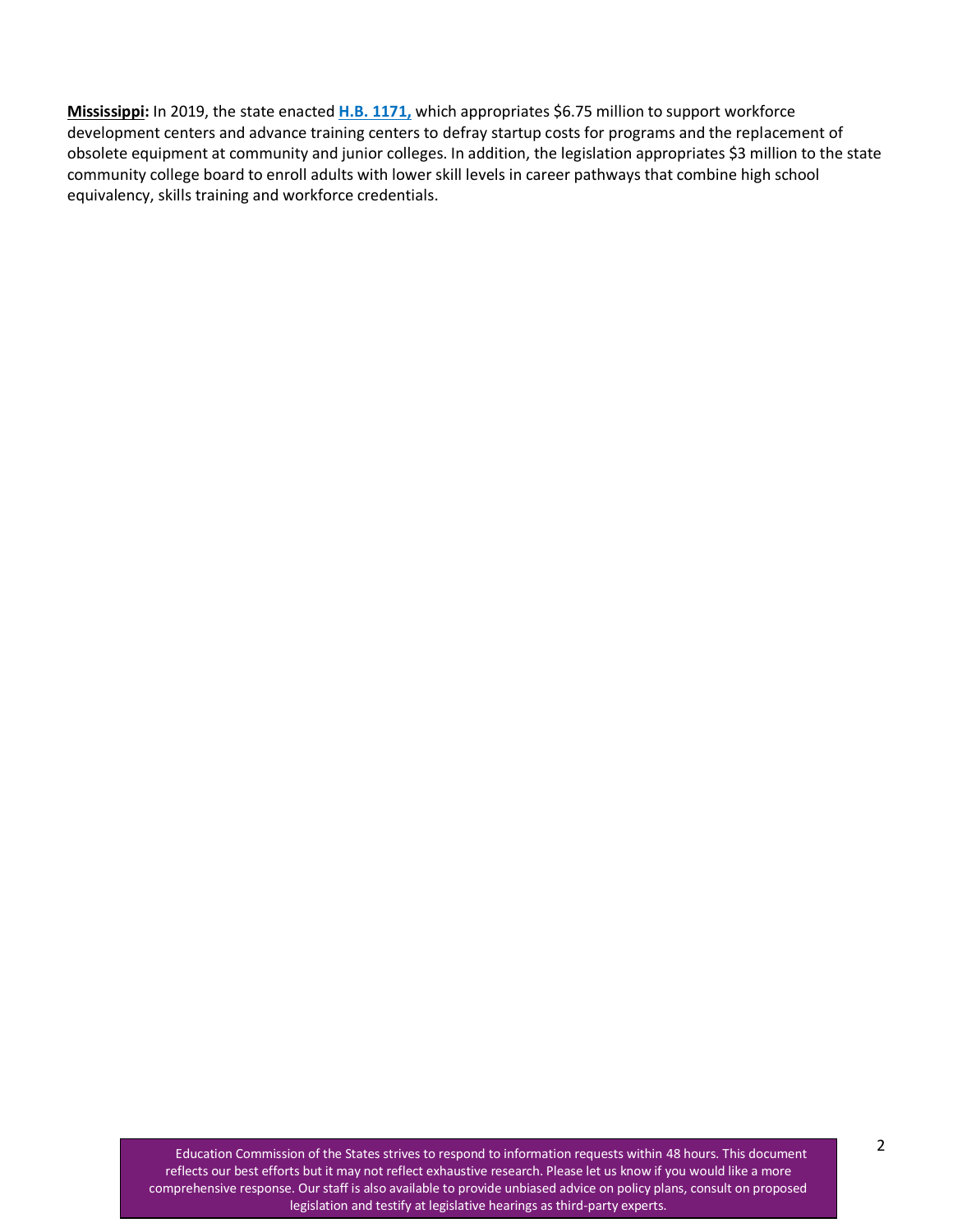**Mississippi:** In 2019, the state enacted **H.B. 1171,** which appropriates $6.75 million to support workforce development centers and advance training centers to defray startup costs for programs and the replacement of obsolete equipment at community and junior colleges. In addition, the legislation appropriates $3 million to the state community college board to enroll adults with lower skill levels in career pathways that combine high school equivalency, skills training and workforce credentials.